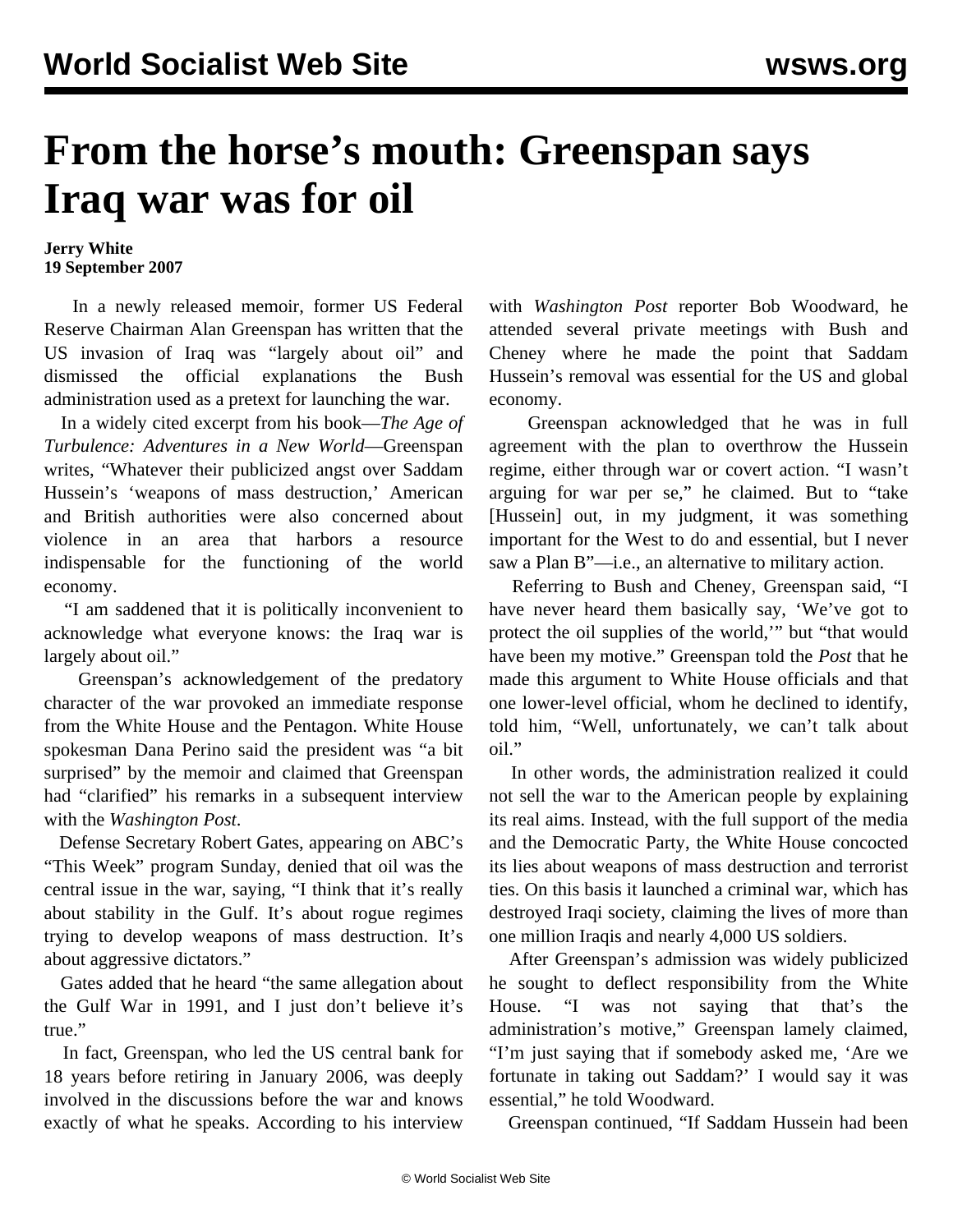# From the horse's mouth: Greenspan says Iraq war was for oil

**Jerry White**
**19 September 2007**

In a newly released memoir, former US Federal Reserve Chairman Alan Greenspan has written that the US invasion of Iraq was "largely about oil" and dismissed the official explanations the Bush administration used as a pretext for launching the war.

In a widely cited excerpt from his book—*The Age of Turbulence: Adventures in a New World*—Greenspan writes, "Whatever their publicized angst over Saddam Hussein's 'weapons of mass destruction,' American and British authorities were also concerned about violence in an area that harbors a resource indispensable for the functioning of the world economy.

"I am saddened that it is politically inconvenient to acknowledge what everyone knows: the Iraq war is largely about oil."

Greenspan's acknowledgement of the predatory character of the war provoked an immediate response from the White House and the Pentagon. White House spokesman Dana Perino said the president was "a bit surprised" by the memoir and claimed that Greenspan had "clarified" his remarks in a subsequent interview with the *Washington Post*.

Defense Secretary Robert Gates, appearing on ABC's "This Week" program Sunday, denied that oil was the central issue in the war, saying, "I think that it's really about stability in the Gulf. It's about rogue regimes trying to develop weapons of mass destruction. It's about aggressive dictators."

Gates added that he heard "the same allegation about the Gulf War in 1991, and I just don't believe it's true."

In fact, Greenspan, who led the US central bank for 18 years before retiring in January 2006, was deeply involved in the discussions before the war and knows exactly of what he speaks. According to his interview with *Washington Post* reporter Bob Woodward, he attended several private meetings with Bush and Cheney where he made the point that Saddam Hussein's removal was essential for the US and global economy.

Greenspan acknowledged that he was in full agreement with the plan to overthrow the Hussein regime, either through war or covert action. "I wasn't arguing for war per se," he claimed. But to "take [Hussein] out, in my judgment, it was something important for the West to do and essential, but I never saw a Plan B"—i.e., an alternative to military action.

Referring to Bush and Cheney, Greenspan said, "I have never heard them basically say, 'We've got to protect the oil supplies of the world,'" but "that would have been my motive." Greenspan told the *Post* that he made this argument to White House officials and that one lower-level official, whom he declined to identify, told him, "Well, unfortunately, we can't talk about oil."

In other words, the administration realized it could not sell the war to the American people by explaining its real aims. Instead, with the full support of the media and the Democratic Party, the White House concocted its lies about weapons of mass destruction and terrorist ties. On this basis it launched a criminal war, which has destroyed Iraqi society, claiming the lives of more than one million Iraqis and nearly 4,000 US soldiers.

After Greenspan's admission was widely publicized he sought to deflect responsibility from the White House. "I was not saying that that's the administration's motive," Greenspan lamely claimed, "I'm just saying that if somebody asked me, 'Are we fortunate in taking out Saddam?' I would say it was essential," he told Woodward.

Greenspan continued, "If Saddam Hussein had been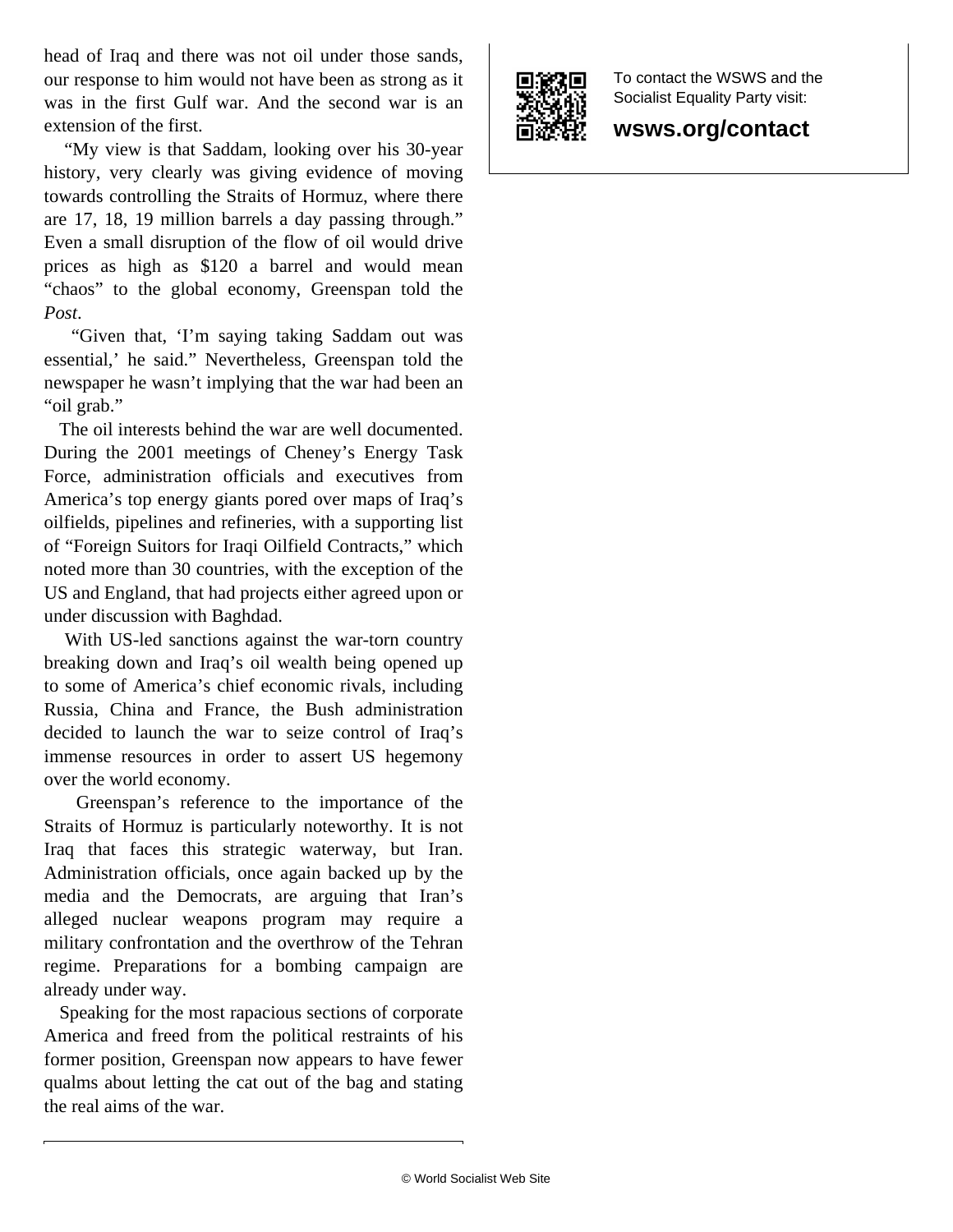head of Iraq and there was not oil under those sands, our response to him would not have been as strong as it was in the first Gulf war. And the second war is an extension of the first.

"My view is that Saddam, looking over his 30-year history, very clearly was giving evidence of moving towards controlling the Straits of Hormuz, where there are 17, 18, 19 million barrels a day passing through." Even a small disruption of the flow of oil would drive prices as high as $120 a barrel and would mean "chaos" to the global economy, Greenspan told the *Post*.

"Given that, 'I'm saying taking Saddam out was essential,' he said." Nevertheless, Greenspan told the newspaper he wasn't implying that the war had been an "oil grab."

The oil interests behind the war are well documented. During the 2001 meetings of Cheney's Energy Task Force, administration officials and executives from America's top energy giants pored over maps of Iraq's oilfields, pipelines and refineries, with a supporting list of "Foreign Suitors for Iraqi Oilfield Contracts," which noted more than 30 countries, with the exception of the US and England, that had projects either agreed upon or under discussion with Baghdad.

With US-led sanctions against the war-torn country breaking down and Iraq's oil wealth being opened up to some of America's chief economic rivals, including Russia, China and France, the Bush administration decided to launch the war to seize control of Iraq's immense resources in order to assert US hegemony over the world economy.

Greenspan's reference to the importance of the Straits of Hormuz is particularly noteworthy. It is not Iraq that faces this strategic waterway, but Iran. Administration officials, once again backed up by the media and the Democrats, are arguing that Iran's alleged nuclear weapons program may require a military confrontation and the overthrow of the Tehran regime. Preparations for a bombing campaign are already under way.

Speaking for the most rapacious sections of corporate America and freed from the political restraints of his former position, Greenspan now appears to have fewer qualms about letting the cat out of the bag and stating the real aims of the war.

To contact the WSWS and the Socialist Equality Party visit:

**wsws.org/contact**